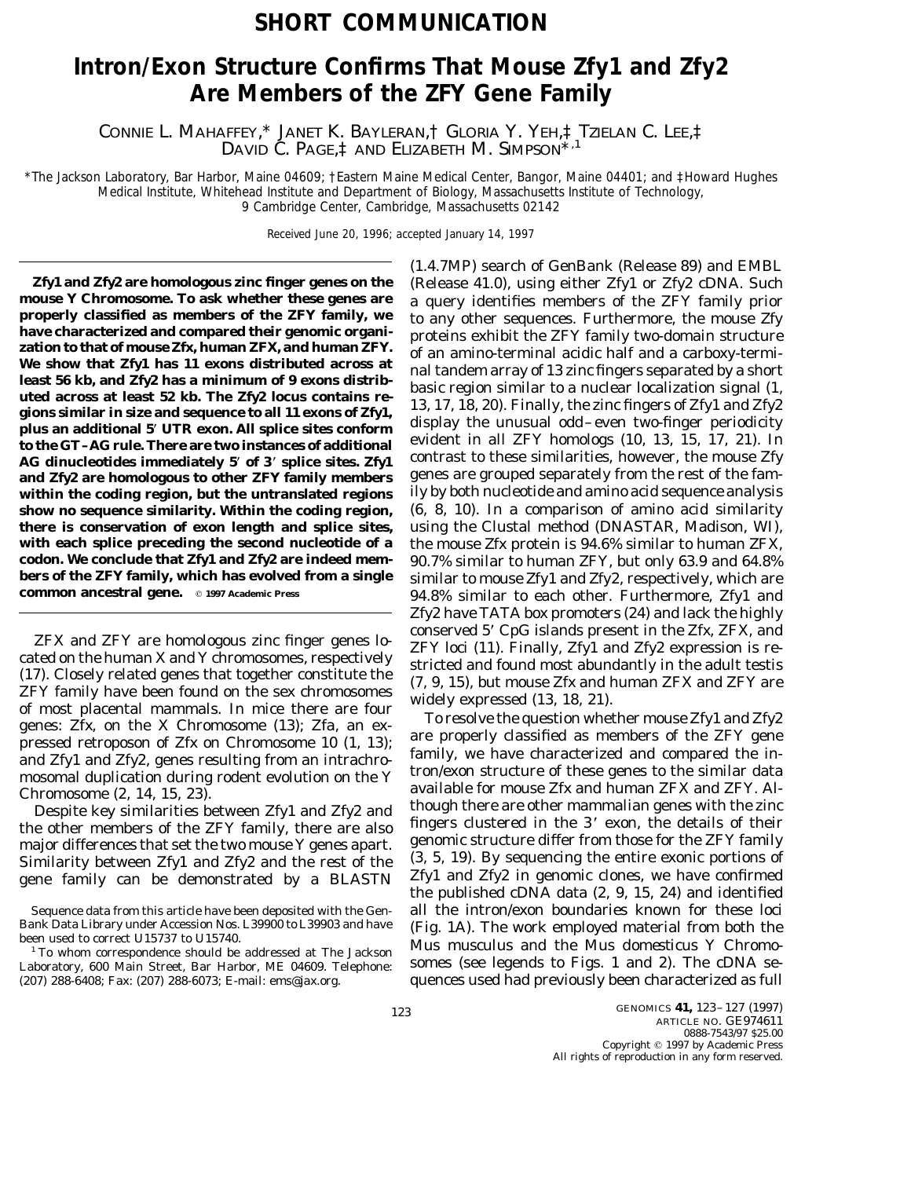**SHORT COMMUNICATION**

# Intron/Exon Structure Confirms That Mouse Zfy1 and Zfy2 Are Members of the ZFY Gene Family

CONNIE L. MAHAFFEY,* JANET K. BAYLERAN,† GLORIA Y. YEH,‡ TZIELAN C. LEE,‡ DAVID C. PAGE,‡ AND ELIZABETH M. SIMPSON*[,1]

*The Jackson Laboratory, Bar Harbor, Maine 04609; †Eastern Maine Medical Center, Bangor, Maine 04401; and ‡Howard Hughes Medical Institute, Whitehead Institute and Department of Biology, Massachusetts Institute of Technology, 9 Cambridge Center, Cambridge, Massachusetts 02142

Received June 20, 1996; accepted January 14, 1997

**Zfy1 and Zfy2 are homologous zinc finger genes on the mouse Y Chromosome. To ask whether these genes are properly classified as members of the ZFY family, we have characterized and compared their genomic organization to that of mouse Zfx, human ZFX, and human ZFY. We show that Zfy1 has 11 exons distributed across at least 56 kb, and Zfy2 has a minimum of 9 exons distributed across at least 52 kb. The Zfy2 locus contains regions similar in size and sequence to all 11 exons of Zfy1, plus an additional 5′ UTR exon. All splice sites conform to the GT–AG rule. There are two instances of additional AG dinucleotides immediately 5′ of 3′ splice sites. Zfy1 and Zfy2 are homologous to other ZFY family members within the coding region, but the untranslated regions show no sequence similarity. Within the coding region, there is conservation of exon length and splice sites, with each splice preceding the second nucleotide of a codon. We conclude that Zfy1 and Zfy2 are indeed members of the ZFY family, which has evolved from a single common ancestral gene.** © 1997 Academic Press

ZFX and ZFY are homologous zinc finger genes located on the human X and Y chromosomes, respectively (17). Closely related genes that together constitute the ZFY family have been found on the sex chromosomes of most placental mammals. In mice there are four genes: Zfx, on the X Chromosome (13); Zfa, an expressed retroposon of Zfx on Chromosome 10 (1, 13); and Zfy1 and Zfy2, genes resulting from an intrachromosomal duplication during rodent evolution on the Y Chromosome (2, 14, 15, 23).

Despite key similarities between Zfy1 and Zfy2 and the other members of the ZFY family, there are also major differences that set the two mouse Y genes apart. Similarity between Zfy1 and Zfy2 and the rest of the gene family can be demonstrated by a BLASTN (1.4.7MP) search of GenBank (Release 89) and EMBL (Release 41.0), using either Zfy1 or Zfy2 cDNA. Such a query identifies members of the ZFY family prior to any other sequences. Furthermore, the mouse Zfy proteins exhibit the ZFY family two-domain structure of an amino-terminal acidic half and a carboxy-terminal tandem array of 13 zinc fingers separated by a short basic region similar to a nuclear localization signal (1, 13, 17, 18, 20). Finally, the zinc fingers of Zfy1 and Zfy2 display the unusual odd–even two-finger periodicity evident in all ZFY homologs (10, 13, 15, 17, 21). In contrast to these similarities, however, the mouse Zfy genes are grouped separately from the rest of the family by both nucleotide and amino acid sequence analysis (6, 8, 10). In a comparison of amino acid similarity using the Clustal method (DNASTAR, Madison, WI), the mouse Zfx protein is 94.6% similar to human ZFX, 90.7% similar to human ZFY, but only 63.9 and 64.8% similar to mouse Zfy1 and Zfy2, respectively, which are 94.8% similar to each other. Furthermore, Zfy1 and Zfy2 have TATA box promoters (24) and lack the highly conserved 5′ CpG islands present in the Zfx, ZFX, and ZFY loci (11). Finally, Zfy1 and Zfy2 expression is restricted and found most abundantly in the adult testis (7, 9, 15), but mouse Zfx and human ZFX and ZFY are widely expressed (13, 18, 21).

To resolve the question whether mouse Zfy1 and Zfy2 are properly classified as members of the ZFY gene family, we have characterized and compared the intron/exon structure of these genes to the similar data available for mouse Zfx and human ZFX and ZFY. Although there are other mammalian genes with the zinc fingers clustered in the 3′ exon, the details of their genomic structure differ from those for the ZFY family (3, 5, 19). By sequencing the entire exonic portions of Zfy1 and Zfy2 in genomic clones, we have confirmed the published cDNA data (2, 9, 15, 24) and identified all the intron/exon boundaries known for these loci (Fig. 1A). The work employed material from both the Mus musculus and the Mus domesticus Y Chromosomes (see legends to Figs. 1 and 2). The cDNA sequences used had previously been characterized as full

Sequence data from this article have been deposited with the GenBank Data Library under Accession Nos. L39900 to L39903 and have been used to correct U15737 to U15740.

[1] To whom correspondence should be addressed at The Jackson Laboratory, 600 Main Street, Bar Harbor, ME 04609. Telephone: (207) 288-6408; Fax: (207) 288-6073; E-mail: ems@jax.org.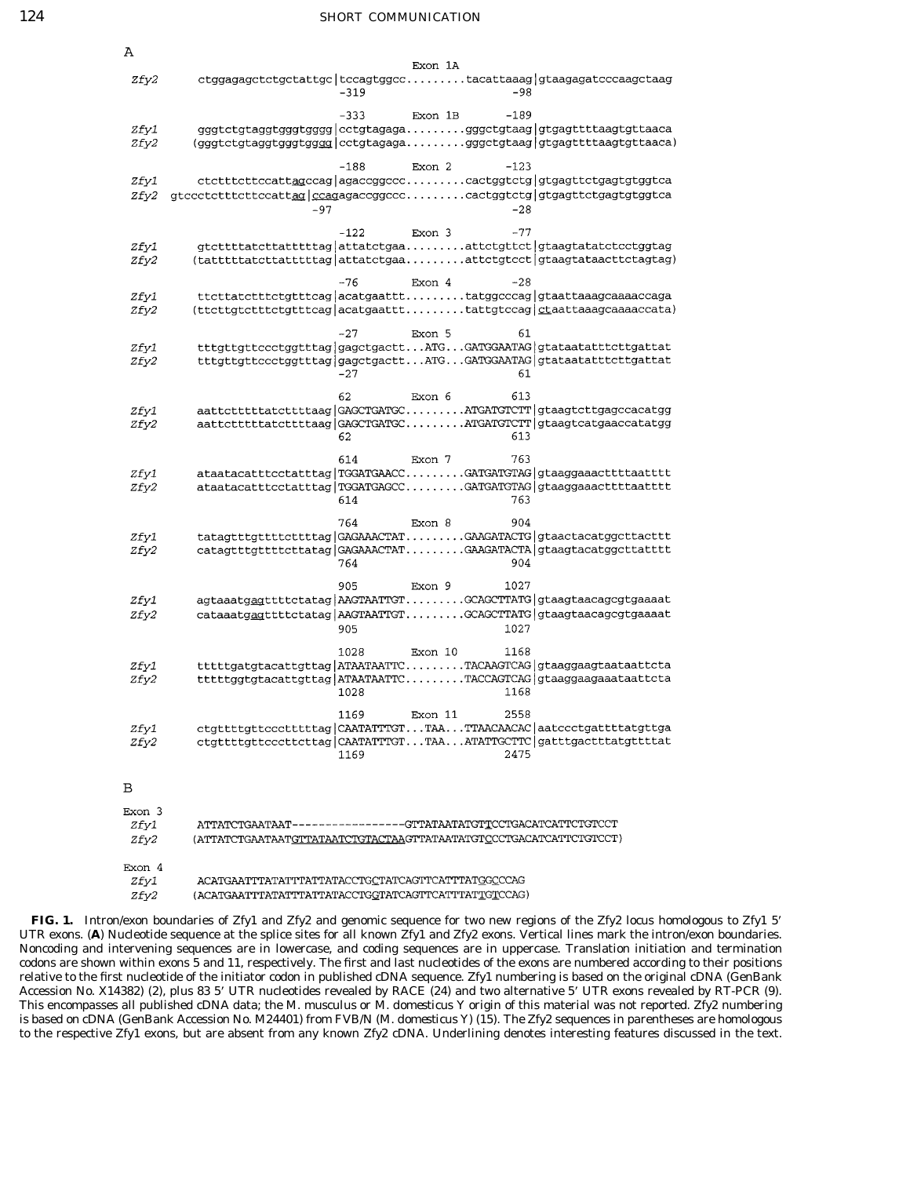A

```
                                        Exon 1A
Zfy2      ctggagagctctgctattgc|tccagtggcc.........tacattaaag|gtaagagatcccaagctaag
                              -319                      -98

                              -333      Exon 1B       -189
Zfy1      gggtctgtaggtgggtgggg|cctgtagaga.........gggctgtaag|gtgagttttaagtgttaaca
Zfy2      (gggtctgtaggtgggtgggg|cctgtagaga.........gggctgtaag|gtgagttttaagtgttaaca)

                              -188      Exon 2        -123
Zfy1      ctctttcttccattagccag|agaccggccc.........cactggtctg|gtgagttctgagtgtggtca
Zfy2   gtccctctttcttccattag|ccagagaccggccc.........cactggtctg|gtgagttctgagtgtggtca
                          -97                             -28

                              -122      Exon 3        -77
Zfy1      gtcttttatcttatttttag|attatctgaa.........attctgttct|gtaagtatatctcctggtag
Zfy2      (tatttttatcttatttttag|attatctgaa.........attctgtcct|gtaagtataacttctagtag)

                              -76       Exon 4        -28
Zfy1      ttcttatctttctgtttcag|acatgaattt.........tatggcccag|gtaattaaagcaaaaccaga
Zfy2      (ttcttgtctttctgtttcag|acatgaattt.........tattgtccag|ctaattaaagcaaaaccata)

                              -27       Exon 5        61
Zfy1      tttgttgttccctggtttag|gagctgactt...ATG...GATGGAATAG|gtataatatttcttgattat
Zfy2      tttgttgttccctggtttag|gagctgactt...ATG...GATGGAATAG|gtataatatttcttgattat
                              -27                       61

                              62        Exon 6        613
Zfy1      aattctttttatcttttaag|GAGCTGATGC.........ATGATGTCTT|gtaagtcttgagccacatgg
Zfy2      aattctttttatcttttaag|GAGCTGATGC.........ATGATGTCTT|gtaagtcatgaaccatatgg
                              62                        613

                              614       Exon 7        763
Zfy1      ataatacatttcctatttag|TGGATGAACC.........GATGATGTAG|gtaaggaaacttttaatttt
Zfy2      ataatacatttcctatttag|TGGATGAGCC.........GATGATGTAG|gtaaggaaacttttaatttt
                              614                       763

                              764       Exon 8        904
Zfy1      tatagtttgttttcttttag|GAGAAACTAT.........GAAGATACTG|gtaactacatggcttacttt
Zfy2      catagtttgttttcttatag|GAGAAACTAT.........GAAGATACTA|gtaagtacatggcttatttt
                              764                       904

                              905       Exon 9        1027
Zfy1      agtaaatgagttttctatag|AAGTAATTGT.........GCAGCTTATG|gtaagtaacagcgtgaaaat
Zfy2      cataaatgagttttctatag|AAGTAATTGT.........GCAGCTTATG|gtaagtaacagcgtgaaaat
                              905                       1027

                              1028      Exon 10       1168
Zfy1      tttttgatgtacattgttag|ATAATAATTC.........TACAAGTCAG|gtaaggaagtaataattcta
Zfy2      tttttggtgtacattgttag|ATAATAATTC.........TACCAGTCAG|gtaaggaagaaataattcta
                              1028                      1168

                              1169      Exon 11       2558
Zfy1      ctgttttgttccctttttag|CAATATTTGT...TAA...TTAACAACAC|aatccctgattttatgttga
Zfy2      ctgttttgttcccttcttag|CAATATTTGT...TAA...ATATTGCTTC|gatttgactttatgttttat
                              1169                      2475
```

B

```
Exon 3
 Zfy1     ATTATCTGAATAAT-----------------GTTATAATATGTTCCTGACATCATTCTGTCCT
 Zfy2     (ATTATCTGAATAATGTTATAATCTGTACTAAGTTATAATATGTCCCTGACATCATTCTGTCCT)

Exon 4
 Zfy1     ACATGAATTTATATTTATTATACCTGCTATCAGTTCATTTATGGCCCAG
 Zfy2     (ACATGAATTTATATTTATTATACCTGGTATCAGTTCATTTATTGTCCAG)
```

**FIG. 1.** Intron/exon boundaries of Zfy1 and Zfy2 and genomic sequence for two new regions of the Zfy2 locus homologous to Zfy1 5′ UTR exons. (**A**) Nucleotide sequence at the splice sites for all known Zfy1 and Zfy2 exons. Vertical lines mark the intron/exon boundaries. Noncoding and intervening sequences are in lowercase, and coding sequences are in uppercase. Translation initiation and termination codons are shown within exons 5 and 11, respectively. The first and last nucleotides of the exons are numbered according to their positions relative to the first nucleotide of the initiator codon in published cDNA sequence. Zfy1 numbering is based on the original cDNA (GenBank Accession No. X14382) (2), plus 83 5′ UTR nucleotides revealed by RACE (24) and two alternative 5′ UTR exons revealed by RT-PCR (9). This encompasses all published cDNA data; the M. musculus or M. domesticus Y origin of this material was not reported. Zfy2 numbering is based on cDNA (GenBank Accession No. M24401) from FVB/N (M. domesticus Y) (15). The Zfy2 sequences in parentheses are homologous to the respective Zfy1 exons, but are absent from any known Zfy2 cDNA. Underlining denotes interesting features discussed in the text.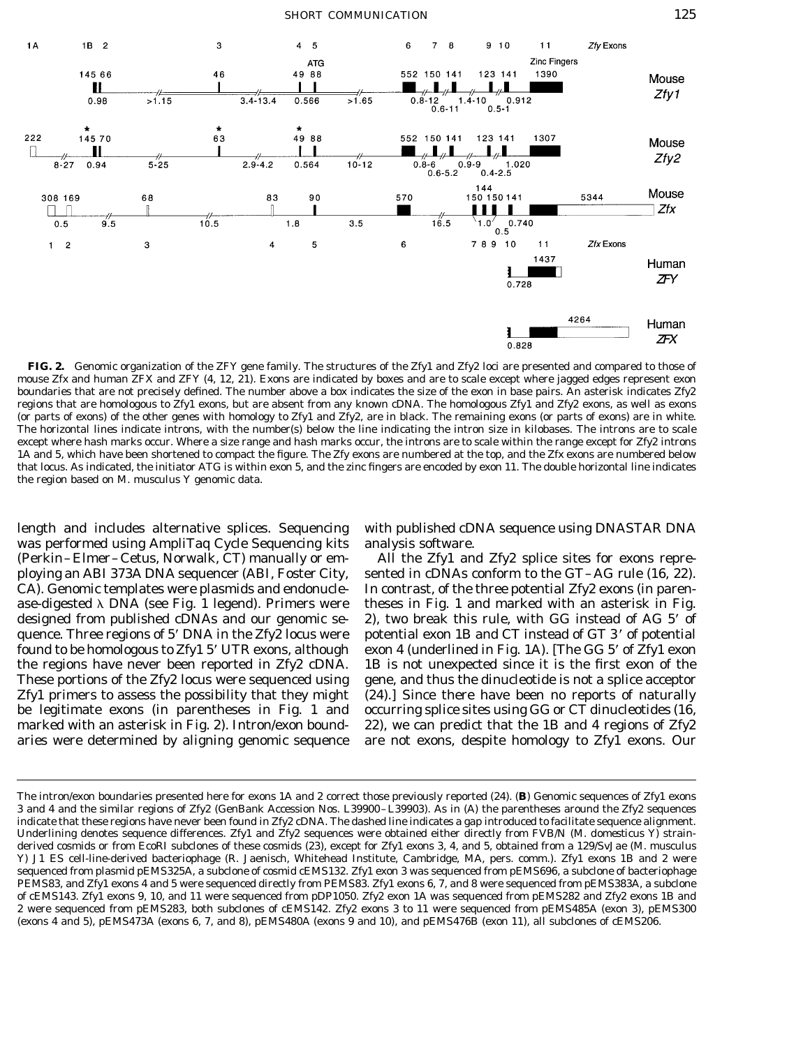**FIG. 2.** Genomic organization of the ZFY gene family. The structures of the Zfy1 and Zfy2 loci are presented and compared to those of mouse Zfx and human ZFX and ZFY (4, 12, 21). Exons are indicated by boxes and are to scale except where jagged edges represent exon boundaries that are not precisely defined. The number above a box indicates the size of the exon in base pairs. An asterisk indicates Zfy2 regions that are homologous to Zfy1 exons, but are absent from any known cDNA. The homologous Zfy1 and Zfy2 exons, as well as exons (or parts of exons) of the other genes with homology to Zfy1 and Zfy2, are in black. The remaining exons (or parts of exons) are in white. The horizontal lines indicate introns, with the number(s) below the line indicating the intron size in kilobases. The introns are to scale except where hash marks occur. Where a size range and hash marks occur, the introns are to scale within the range except for Zfy2 introns 1A and 5, which have been shortened to compact the figure. The Zfy exons are numbered at the top, and the Zfx exons are numbered below that locus. As indicated, the initiator ATG is within exon 5, and the zinc fingers are encoded by exon 11. The double horizontal line indicates the region based on M. musculus Y genomic data.

length and includes alternative splices. Sequencing was performed using AmpliTaq Cycle Sequencing kits (Perkin–Elmer–Cetus, Norwalk, CT) manually or employing an ABI 373A DNA sequencer (ABI, Foster City, CA). Genomic templates were plasmids and endonuclease-digested λ DNA (see Fig. 1 legend). Primers were designed from published cDNAs and our genomic sequence. Three regions of 5′ DNA in the Zfy2 locus were found to be homologous to Zfy1 5′ UTR exons, although the regions have never been reported in Zfy2 cDNA. These portions of the Zfy2 locus were sequenced using Zfy1 primers to assess the possibility that they might be legitimate exons (in parentheses in Fig. 1 and marked with an asterisk in Fig. 2). Intron/exon boundaries were determined by aligning genomic sequence with published cDNA sequence using DNASTAR DNA analysis software.

All the Zfy1 and Zfy2 splice sites for exons represented in cDNAs conform to the GT–AG rule (16, 22). In contrast, of the three potential Zfy2 exons (in parentheses in Fig. 1 and marked with an asterisk in Fig. 2), two break this rule, with GG instead of AG 5′ of potential exon 1B and CT instead of GT 3′ of potential exon 4 (underlined in Fig. 1A). [The GG 5′ of Zfy1 exon 1B is not unexpected since it is the first exon of the gene, and thus the dinucleotide is not a splice acceptor (24).] Since there have been no reports of naturally occurring splice sites using GG or CT dinucleotides (16, 22), we can predict that the 1B and 4 regions of Zfy2 are not exons, despite homology to Zfy1 exons. Our

The intron/exon boundaries presented here for exons 1A and 2 correct those previously reported (24). (**B**) Genomic sequences of Zfy1 exons 3 and 4 and the similar regions of Zfy2 (GenBank Accession Nos. L39900–L39903). As in (A) the parentheses around the Zfy2 sequences indicate that these regions have never been found in Zfy2 cDNA. The dashed line indicates a gap introduced to facilitate sequence alignment. Underlining denotes sequence differences. Zfy1 and Zfy2 sequences were obtained either directly from FVB/N (M. domesticus Y) strain-derived cosmids or from EcoRI subclones of these cosmids (23), except for Zfy1 exons 3, 4, and 5, obtained from a 129/SvJae (M. musculus Y) J1 ES cell-line-derived bacteriophage (R. Jaenisch, Whitehead Institute, Cambridge, MA, pers. comm.). Zfy1 exons 1B and 2 were sequenced from plasmid pEMS325A, a subclone of cosmid cEMS132. Zfy1 exon 3 was sequenced from pEMS696, a subclone of bacteriophage PEMS83, and Zfy1 exons 4 and 5 were sequenced directly from PEMS83. Zfy1 exons 6, 7, and 8 were sequenced from pEMS383A, a subclone of cEMS143. Zfy1 exons 9, 10, and 11 were sequenced from pDP1050. Zfy2 exon 1A was sequenced from pEMS282 and Zfy2 exons 1B and 2 were sequenced from pEMS283, both subclones of cEMS142. Zfy2 exons 3 to 11 were sequenced from pEMS485A (exon 3), pEMS300 (exons 4 and 5), pEMS473A (exons 6, 7, and 8), pEMS480A (exons 9 and 10), and pEMS476B (exon 11), all subclones of cEMS206.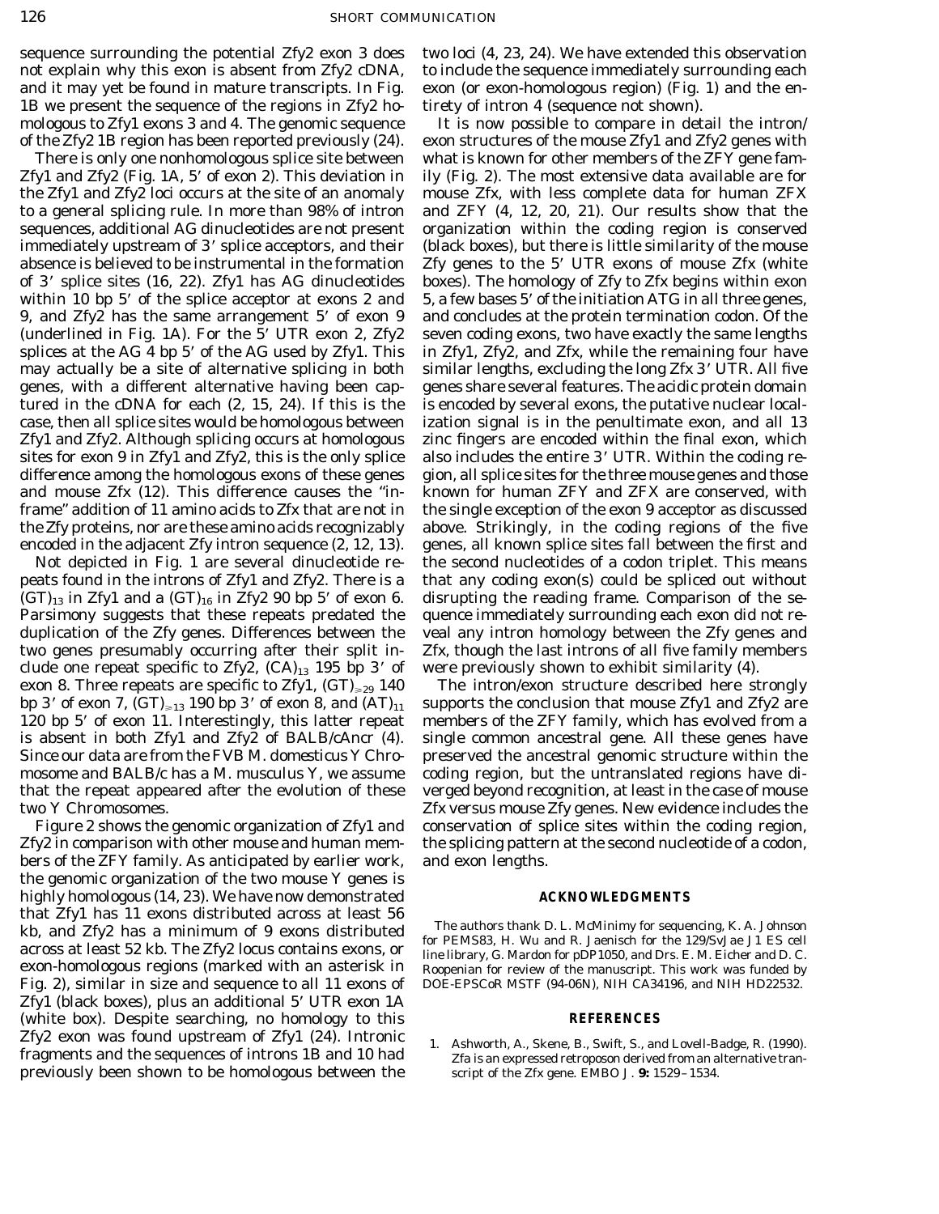sequence surrounding the potential Zfy2 exon 3 does not explain why this exon is absent from Zfy2 cDNA, and it may yet be found in mature transcripts. In Fig. 1B we present the sequence of the regions in Zfy2 homologous to Zfy1 exons 3 and 4. The genomic sequence of the Zfy2 1B region has been reported previously (24).

There is only one nonhomologous splice site between Zfy1 and Zfy2 (Fig. 1A, 5′ of exon 2). This deviation in the Zfy1 and Zfy2 loci occurs at the site of an anomaly to a general splicing rule. In more than 98% of intron sequences, additional AG dinucleotides are not present immediately upstream of 3′ splice acceptors, and their absence is believed to be instrumental in the formation of 3′ splice sites (16, 22). Zfy1 has AG dinucleotides within 10 bp 5′ of the splice acceptor at exons 2 and 9, and Zfy2 has the same arrangement 5′ of exon 9 (underlined in Fig. 1A). For the 5′ UTR exon 2, Zfy2 splices at the AG 4 bp 5′ of the AG used by Zfy1. This may actually be a site of alternative splicing in both genes, with a different alternative having been captured in the cDNA for each (2, 15, 24). If this is the case, then all splice sites would be homologous between Zfy1 and Zfy2. Although splicing occurs at homologous sites for exon 9 in Zfy1 and Zfy2, this is the only splice difference among the homologous exons of these genes and mouse Zfx (12). This difference causes the "in-frame" addition of 11 amino acids to Zfx that are not in the Zfy proteins, nor are these amino acids recognizably encoded in the adjacent Zfy intron sequence (2, 12, 13).

Not depicted in Fig. 1 are several dinucleotide repeats found in the introns of Zfy1 and Zfy2. There is a $(GT)_{13}$ in Zfy1 and a $(GT)_{16}$ in Zfy2 90 bp 5′ of exon 6. Parsimony suggests that these repeats predated the duplication of the Zfy genes. Differences between the two genes presumably occurring after their split include one repeat specific to Zfy2, $(CA)_{13}$ 195 bp 3′ of exon 8. Three repeats are specific to Zfy1, $(GT)_{\geq 29}$ 140 bp 3′ of exon 7, $(GT)_{\geq 13}$ 190 bp 3′ of exon 8, and $(AT)_{11}$ 120 bp 5′ of exon 11. Interestingly, this latter repeat is absent in both Zfy1 and Zfy2 of BALB/cAncr (4). Since our data are from the FVB *M. domesticus* Y Chromosome and BALB/c has a *M. musculus* Y, we assume that the repeat appeared after the evolution of these two Y Chromosomes.

Figure 2 shows the genomic organization of Zfy1 and Zfy2 in comparison with other mouse and human members of the ZFY family. As anticipated by earlier work, the genomic organization of the two mouse Y genes is highly homologous (14, 23). We have now demonstrated that Zfy1 has 11 exons distributed across at least 56 kb, and Zfy2 has a minimum of 9 exons distributed across at least 52 kb. The Zfy2 locus contains exons, or exon-homologous regions (marked with an asterisk in Fig. 2), similar in size and sequence to all 11 exons of Zfy1 (black boxes), plus an additional 5′ UTR exon 1A (white box). Despite searching, no homology to this Zfy2 exon was found upstream of Zfy1 (24). Intronic fragments and the sequences of introns 1B and 10 had previously been shown to be homologous between the two loci (4, 23, 24). We have extended this observation to include the sequence immediately surrounding each exon (or exon-homologous region) (Fig. 1) and the entirety of intron 4 (sequence not shown).

It is now possible to compare in detail the intron/exon structures of the mouse Zfy1 and Zfy2 genes with what is known for other members of the ZFY gene family (Fig. 2). The most extensive data available are for mouse Zfx, with less complete data for human ZFX and ZFY (4, 12, 20, 21). Our results show that the organization within the coding region is conserved (black boxes), but there is little similarity of the mouse Zfy genes to the 5′ UTR exons of mouse Zfx (white boxes). The homology of Zfy to Zfx begins within exon 5, a few bases 5′ of the initiation ATG in all three genes, and concludes at the protein termination codon. Of the seven coding exons, two have exactly the same lengths in Zfy1, Zfy2, and Zfx, while the remaining four have similar lengths, excluding the long Zfx 3′ UTR. All five genes share several features. The acidic protein domain is encoded by several exons, the putative nuclear localization signal is in the penultimate exon, and all 13 zinc fingers are encoded within the final exon, which also includes the entire 3′ UTR. Within the coding region, all splice sites for the three mouse genes and those known for human ZFY and ZFX are conserved, with the single exception of the exon 9 acceptor as discussed above. Strikingly, in the coding regions of the five genes, all known splice sites fall between the first and the second nucleotides of a codon triplet. This means that any coding exon(s) could be spliced out without disrupting the reading frame. Comparison of the sequence immediately surrounding each exon did not reveal any intron homology between the Zfy genes and Zfx, though the last introns of all five family members were previously shown to exhibit similarity (4).

The intron/exon structure described here strongly supports the conclusion that mouse Zfy1 and Zfy2 are members of the ZFY family, which has evolved from a single common ancestral gene. All these genes have preserved the ancestral genomic structure within the coding region, but the untranslated regions have diverged beyond recognition, at least in the case of mouse Zfx versus mouse Zfy genes. New evidence includes the conservation of splice sites within the coding region, the splicing pattern at the second nucleotide of a codon, and exon lengths.

## ACKNOWLEDGMENTS

The authors thank D. L. McMinimy for sequencing, K. A. Johnson for PEMS83, H. Wu and R. Jaenisch for the 129/SvJae J1 ES cell line library, G. Mardon for pDP1050, and Drs. E. M. Eicher and D. C. Roopenian for review of the manuscript. This work was funded by DOE-EPSCoR MSTF (94-06N), NIH CA34196, and NIH HD22532.

## REFERENCES

1. Ashworth, A., Skene, B., Swift, S., and Lovell-Badge, R. (1990). Zfa is an expressed retroposon derived from an alternative transcript of the Zfx gene. *EMBO J.* **9:** 1529–1534.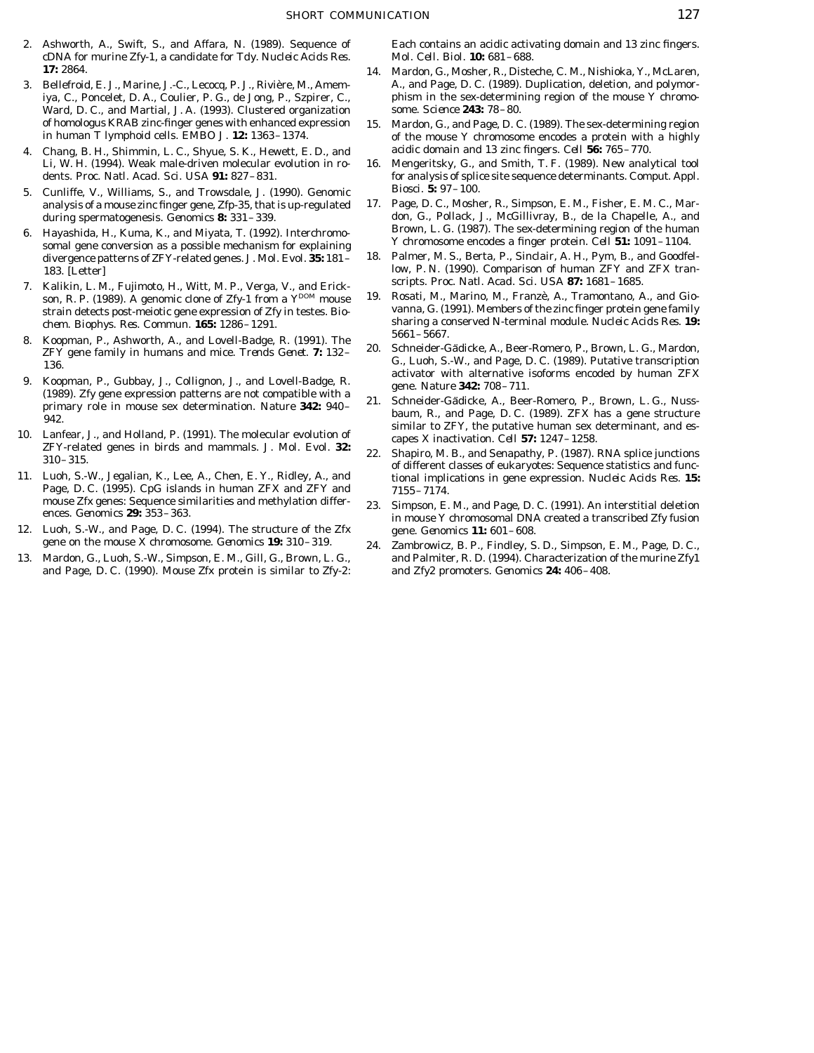2. Ashworth, A., Swift, S., and Affara, N. (1989). Sequence of cDNA for murine Zfy-1, a candidate for Tdy. *Nucleic Acids Res.* **17:** 2864.

3. Bellefroid, E. J., Marine, J.-C., Lecocq, P. J., Rivière, M., Amemiya, C., Poncelet, D. A., Coulier, P. G., de Jong, P., Szpirer, C., Ward, D. C., and Martial, J. A. (1993). Clustered organization of homologus KRAB zinc-finger genes with enhanced expression in human T lymphoid cells. *EMBO J.* **12:** 1363–1374.

4. Chang, B. H., Shimmin, L. C., Shyue, S. K., Hewett, E. D., and Li, W. H. (1994). Weak male-driven molecular evolution in rodents. *Proc. Natl. Acad. Sci. USA* **91:** 827–831.

5. Cunliffe, V., Williams, S., and Trowsdale, J. (1990). Genomic analysis of a mouse zinc finger gene, Zfp-35, that is up-regulated during spermatogenesis. *Genomics* **8:** 331–339.

6. Hayashida, H., Kuma, K., and Miyata, T. (1992). Interchromosomal gene conversion as a possible mechanism for explaining divergence patterns of ZFY-related genes. *J. Mol. Evol.* **35:** 181–183. [Letter]

7. Kalikin, L. M., Fujimoto, H., Witt, M. P., Verga, V., and Erickson, R. P. (1989). A genomic clone of Zfy-1 from a $Y^{DOM}$ mouse strain detects post-meiotic gene expression of Zfy in testes. *Biochem. Biophys. Res. Commun.* **165:** 1286–1291.

8. Koopman, P., Ashworth, A., and Lovell-Badge, R. (1991). The ZFY gene family in humans and mice. *Trends Genet.* **7:** 132–136.

9. Koopman, P., Gubbay, J., Collignon, J., and Lovell-Badge, R. (1989). Zfy gene expression patterns are not compatible with a primary role in mouse sex determination. *Nature* **342:** 940–942.

10. Lanfear, J., and Holland, P. (1991). The molecular evolution of ZFY-related genes in birds and mammals. *J. Mol. Evol.* **32:** 310–315.

11. Luoh, S.-W., Jegalian, K., Lee, A., Chen, E. Y., Ridley, A., and Page, D. C. (1995). CpG islands in human ZFX and ZFY and mouse Zfx genes: Sequence similarities and methylation differences. *Genomics* **29:** 353–363.

12. Luoh, S.-W., and Page, D. C. (1994). The structure of the Zfx gene on the mouse X chromosome. *Genomics* **19:** 310–319.

13. Mardon, G., Luoh, S.-W., Simpson, E. M., Gill, G., Brown, L. G., and Page, D. C. (1990). Mouse Zfx protein is similar to Zfy-2: Each contains an acidic activating domain and 13 zinc fingers. *Mol. Cell. Biol.* **10:** 681–688.

14. Mardon, G., Mosher, R., Disteche, C. M., Nishioka, Y., McLaren, A., and Page, D. C. (1989). Duplication, deletion, and polymorphism in the sex-determining region of the mouse Y chromosome. *Science* **243:** 78–80.

15. Mardon, G., and Page, D. C. (1989). The sex-determining region of the mouse Y chromosome encodes a protein with a highly acidic domain and 13 zinc fingers. *Cell* **56:** 765–770.

16. Mengeritsky, G., and Smith, T. F. (1989). New analytical tool for analysis of splice site sequence determinants. *Comput. Appl. Biosci.* **5:** 97–100.

17. Page, D. C., Mosher, R., Simpson, E. M., Fisher, E. M. C., Mardon, G., Pollack, J., McGillivray, B., de la Chapelle, A., and Brown, L. G. (1987). The sex-determining region of the human Y chromosome encodes a finger protein. *Cell* **51:** 1091–1104.

18. Palmer, M. S., Berta, P., Sinclair, A. H., Pym, B., and Goodfellow, P. N. (1990). Comparison of human ZFY and ZFX transcripts. *Proc. Natl. Acad. Sci. USA* **87:** 1681–1685.

19. Rosati, M., Marino, M., Franzè, A., Tramontano, A., and Giovanna, G. (1991). Members of the zinc finger protein gene family sharing a conserved N-terminal module. *Nucleic Acids Res.* **19:** 5661–5667.

20. Schneider-Gädicke, A., Beer-Romero, P., Brown, L. G., Mardon, G., Luoh, S.-W., and Page, D. C. (1989). Putative transcription activator with alternative isoforms encoded by human ZFX gene. *Nature* **342:** 708–711.

21. Schneider-Gädicke, A., Beer-Romero, P., Brown, L. G., Nussbaum, R., and Page, D. C. (1989). ZFX has a gene structure similar to ZFY, the putative human sex determinant, and escapes X inactivation. *Cell* **57:** 1247–1258.

22. Shapiro, M. B., and Senapathy, P. (1987). RNA splice junctions of different classes of eukaryotes: Sequence statistics and functional implications in gene expression. *Nucleic Acids Res.* **15:** 7155–7174.

23. Simpson, E. M., and Page, D. C. (1991). An interstitial deletion in mouse Y chromosomal DNA created a transcribed Zfy fusion gene. *Genomics* **11:** 601–608.

24. Zambrowicz, B. P., Findley, S. D., Simpson, E. M., Page, D. C., and Palmiter, R. D. (1994). Characterization of the murine Zfy1 and Zfy2 promoters. *Genomics* **24:** 406–408.